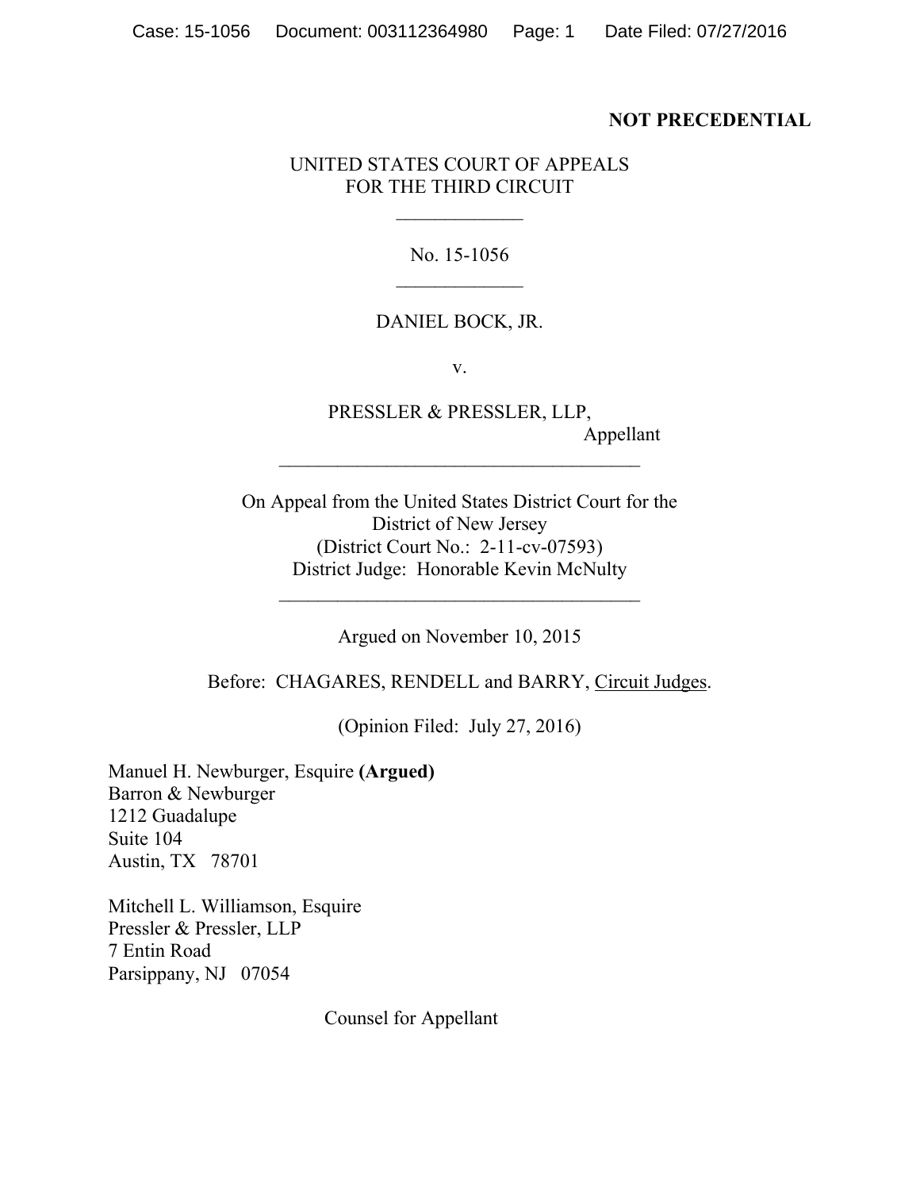**NOT PRECEDENTIAL**

UNITED STATES COURT OF APPEALS
FOR THE THIRD CIRCUIT

\_\_\_\_\_\_\_\_\_\_\_\_\_

No. 15-1056

\_\_\_\_\_\_\_\_\_\_\_\_\_

DANIEL BOCK, JR.

v.

PRESSLER & PRESSLER, LLP,
Appellant

\_\_\_\_\_\_\_\_\_\_\_\_\_\_\_\_\_\_\_\_\_\_\_\_\_\_\_\_\_\_\_\_\_\_\_\_\_\_

On Appeal from the United States District Court for the
District of New Jersey
(District Court No.: 2-11-cv-07593)
District Judge: Honorable Kevin McNulty

\_\_\_\_\_\_\_\_\_\_\_\_\_\_\_\_\_\_\_\_\_\_\_\_\_\_\_\_\_\_\_\_\_\_\_\_\_\_

Argued on November 10, 2015

Before: CHAGARES, RENDELL and BARRY, Circuit Judges.

(Opinion Filed: July 27, 2016)

Manuel H. Newburger, Esquire **(Argued)**
Barron & Newburger
1212 Guadalupe
Suite 104
Austin, TX 78701

Mitchell L. Williamson, Esquire
Pressler & Pressler, LLP
7 Entin Road
Parsippany, NJ 07054

Counsel for Appellant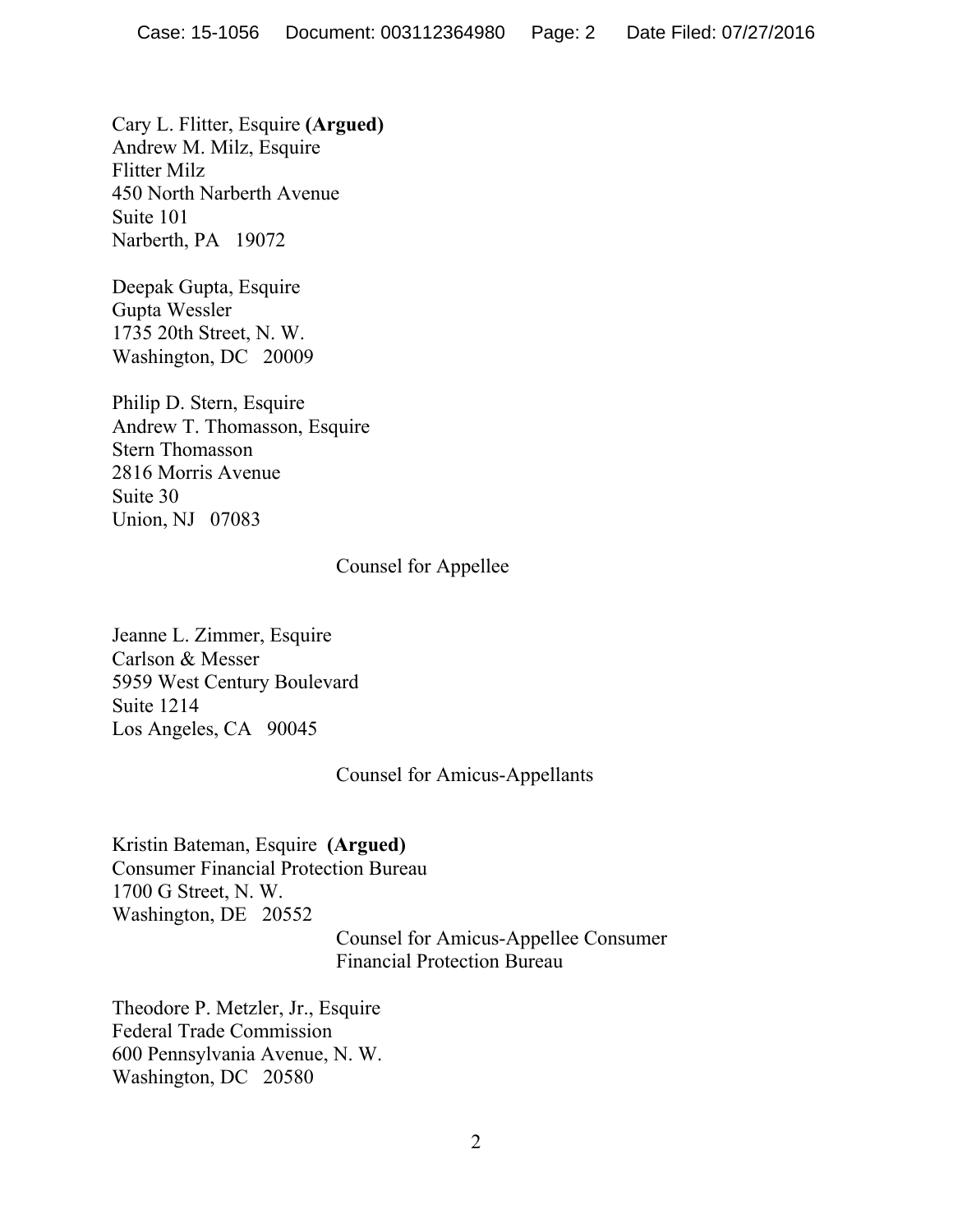Cary L. Flitter, Esquire **(Argued)**
Andrew M. Milz, Esquire
Flitter Milz
450 North Narberth Avenue
Suite 101
Narberth, PA 19072

Deepak Gupta, Esquire
Gupta Wessler
1735 20th Street, N. W.
Washington, DC 20009

Philip D. Stern, Esquire
Andrew T. Thomasson, Esquire
Stern Thomasson
2816 Morris Avenue
Suite 30
Union, NJ 07083

Counsel for Appellee

Jeanne L. Zimmer, Esquire
Carlson & Messer
5959 West Century Boulevard
Suite 1214
Los Angeles, CA 90045

Counsel for Amicus-Appellants

Kristin Bateman, Esquire **(Argued)**
Consumer Financial Protection Bureau
1700 G Street, N. W.
Washington, DE 20552

Counsel for Amicus-Appellee Consumer Financial Protection Bureau

Theodore P. Metzler, Jr., Esquire
Federal Trade Commission
600 Pennsylvania Avenue, N. W.
Washington, DC 20580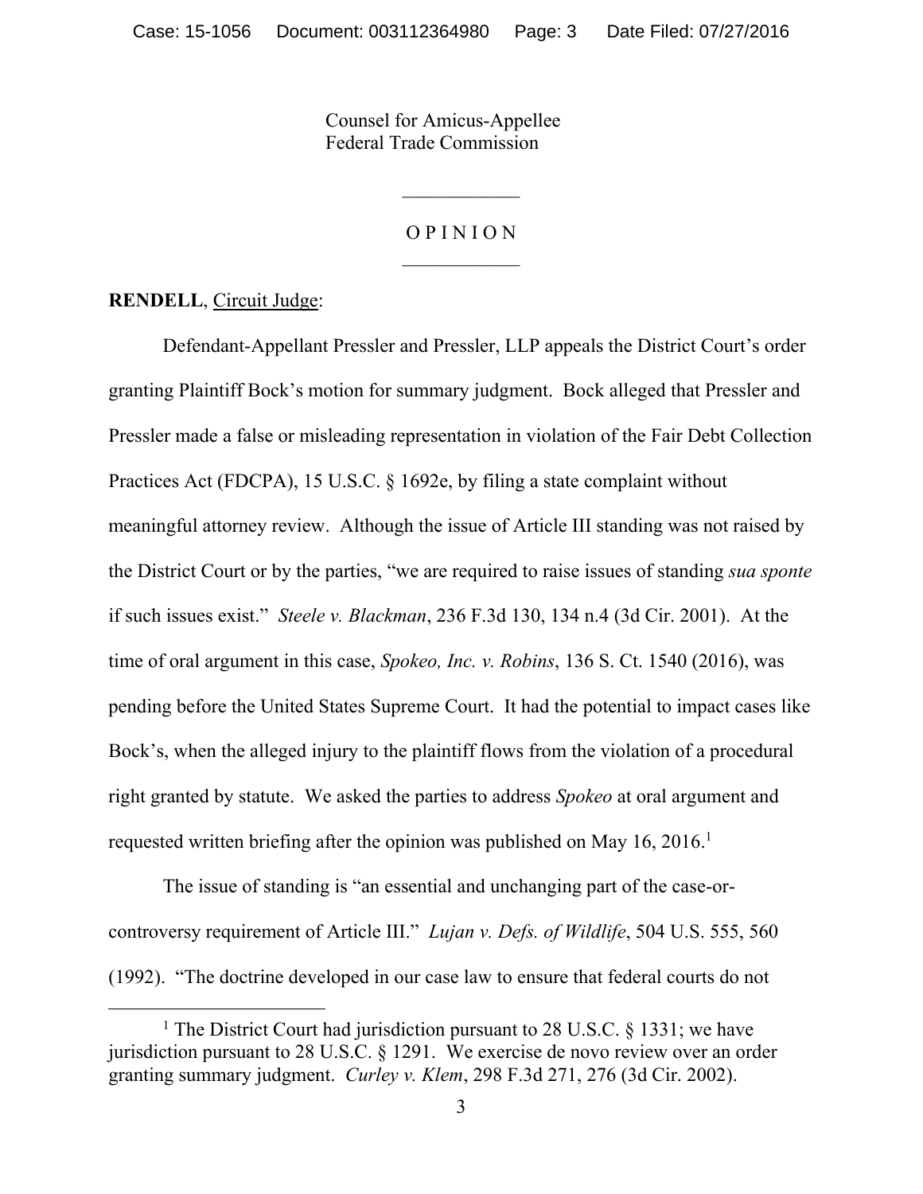Counsel for Amicus-Appellee
Federal Trade Commission

---

O P I N I O N

---

**RENDELL**, Circuit Judge:

Defendant-Appellant Pressler and Pressler, LLP appeals the District Court's order granting Plaintiff Bock's motion for summary judgment. Bock alleged that Pressler and Pressler made a false or misleading representation in violation of the Fair Debt Collection Practices Act (FDCPA), 15 U.S.C. § 1692e, by filing a state complaint without meaningful attorney review. Although the issue of Article III standing was not raised by the District Court or by the parties, "we are required to raise issues of standing *sua sponte* if such issues exist." *Steele v. Blackman*, 236 F.3d 130, 134 n.4 (3d Cir. 2001). At the time of oral argument in this case, *Spokeo, Inc. v. Robins*, 136 S. Ct. 1540 (2016), was pending before the United States Supreme Court. It had the potential to impact cases like Bock's, when the alleged injury to the plaintiff flows from the violation of a procedural right granted by statute. We asked the parties to address *Spokeo* at oral argument and requested written briefing after the opinion was published on May 16, 2016.[1]

The issue of standing is "an essential and unchanging part of the case-or-controversy requirement of Article III." *Lujan v. Defs. of Wildlife*, 504 U.S. 555, 560 (1992). "The doctrine developed in our case law to ensure that federal courts do not

[1] The District Court had jurisdiction pursuant to 28 U.S.C. § 1331; we have jurisdiction pursuant to 28 U.S.C. § 1291. We exercise de novo review over an order granting summary judgment. *Curley v. Klem*, 298 F.3d 271, 276 (3d Cir. 2002).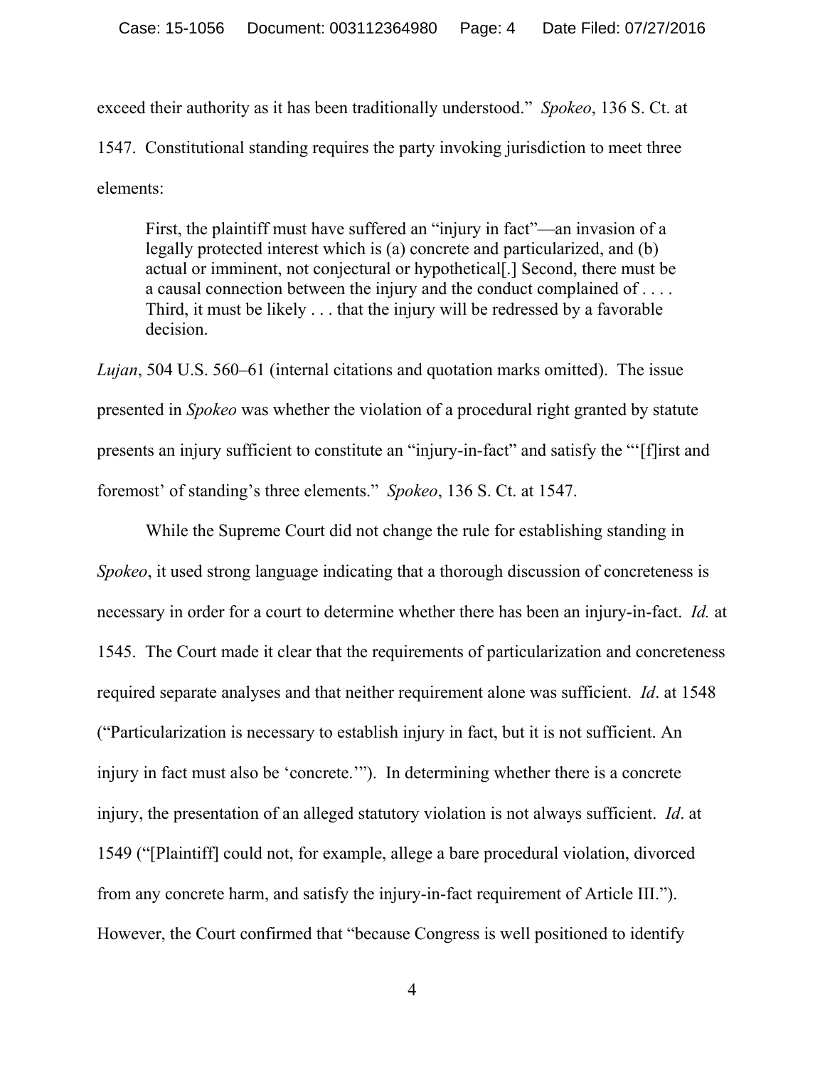exceed their authority as it has been traditionally understood." *Spokeo*, 136 S. Ct. at 1547. Constitutional standing requires the party invoking jurisdiction to meet three elements:

> First, the plaintiff must have suffered an "injury in fact"—an invasion of a legally protected interest which is (a) concrete and particularized, and (b) actual or imminent, not conjectural or hypothetical[.] Second, there must be a causal connection between the injury and the conduct complained of . . . . Third, it must be likely . . . that the injury will be redressed by a favorable decision.

*Lujan*, 504 U.S. 560–61 (internal citations and quotation marks omitted). The issue presented in *Spokeo* was whether the violation of a procedural right granted by statute presents an injury sufficient to constitute an "injury-in-fact" and satisfy the "'[f]irst and foremost' of standing's three elements." *Spokeo*, 136 S. Ct. at 1547.

While the Supreme Court did not change the rule for establishing standing in *Spokeo*, it used strong language indicating that a thorough discussion of concreteness is necessary in order for a court to determine whether there has been an injury-in-fact. *Id.* at 1545. The Court made it clear that the requirements of particularization and concreteness required separate analyses and that neither requirement alone was sufficient. *Id*. at 1548 ("Particularization is necessary to establish injury in fact, but it is not sufficient. An injury in fact must also be 'concrete.'"). In determining whether there is a concrete injury, the presentation of an alleged statutory violation is not always sufficient. *Id*. at 1549 ("[Plaintiff] could not, for example, allege a bare procedural violation, divorced from any concrete harm, and satisfy the injury-in-fact requirement of Article III."). However, the Court confirmed that "because Congress is well positioned to identify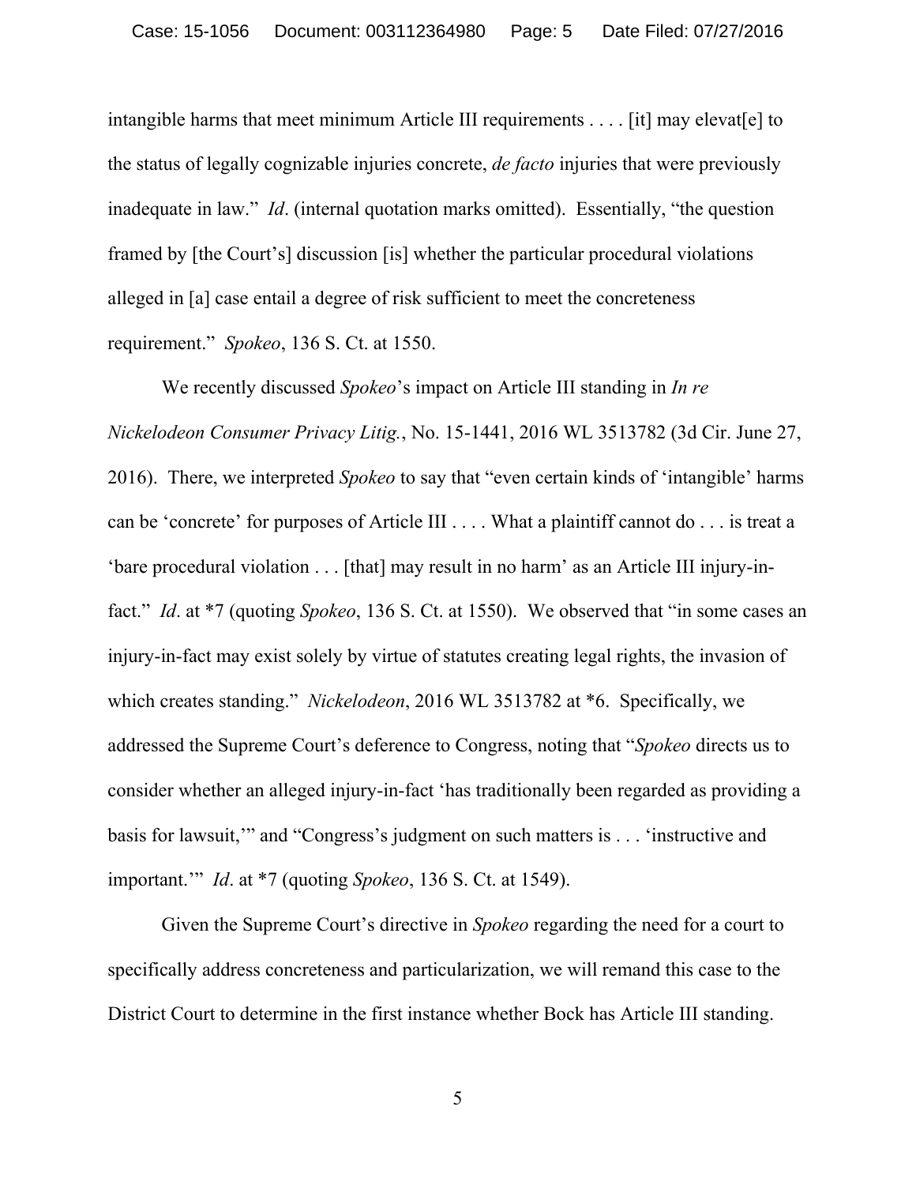intangible harms that meet minimum Article III requirements . . . . [it] may elevat[e] to the status of legally cognizable injuries concrete, *de facto* injuries that were previously inadequate in law." *Id*. (internal quotation marks omitted). Essentially, "the question framed by [the Court's] discussion [is] whether the particular procedural violations alleged in [a] case entail a degree of risk sufficient to meet the concreteness requirement." *Spokeo*, 136 S. Ct. at 1550.

We recently discussed *Spokeo*'s impact on Article III standing in *In re Nickelodeon Consumer Privacy Litig.*, No. 15-1441, 2016 WL 3513782 (3d Cir. June 27, 2016). There, we interpreted *Spokeo* to say that "even certain kinds of 'intangible' harms can be 'concrete' for purposes of Article III . . . . What a plaintiff cannot do . . . is treat a 'bare procedural violation . . . [that] may result in no harm' as an Article III injury-in-fact." *Id*. at *7 (quoting *Spokeo*, 136 S. Ct. at 1550). We observed that "in some cases an injury-in-fact may exist solely by virtue of statutes creating legal rights, the invasion of which creates standing." *Nickelodeon*, 2016 WL 3513782 at *6. Specifically, we addressed the Supreme Court's deference to Congress, noting that "*Spokeo* directs us to consider whether an alleged injury-in-fact 'has traditionally been regarded as providing a basis for lawsuit,'" and "Congress's judgment on such matters is . . . 'instructive and important.'" *Id*. at *7 (quoting *Spokeo*, 136 S. Ct. at 1549).

Given the Supreme Court's directive in *Spokeo* regarding the need for a court to specifically address concreteness and particularization, we will remand this case to the District Court to determine in the first instance whether Bock has Article III standing.